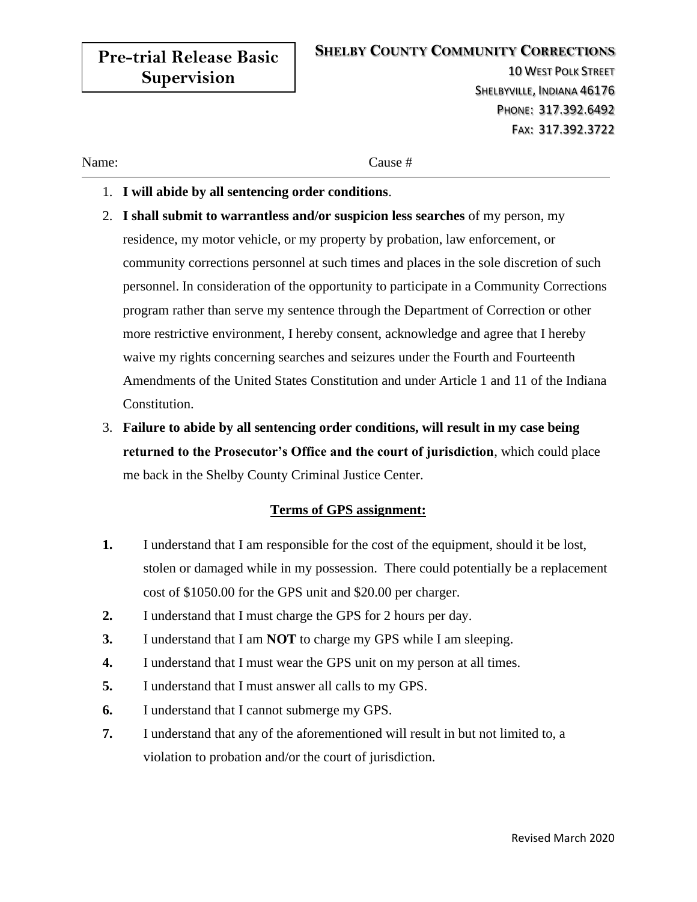# Pre-trial Release Basic Supervision

**SHELBY COUNTY COMMUNITY CORRECTIONS**
10 WEST POLK STREET
SHELBYVILLE, INDIANA 46176
PHONE: 317.392.6492
FAX: 317.392.3722

Name: Cause #

---

1. **I will abide by all sentencing order conditions**.
2. **I shall submit to warrantless and/or suspicion less searches** of my person, my residence, my motor vehicle, or my property by probation, law enforcement, or community corrections personnel at such times and places in the sole discretion of such personnel. In consideration of the opportunity to participate in a Community Corrections program rather than serve my sentence through the Department of Correction or other more restrictive environment, I hereby consent, acknowledge and agree that I hereby waive my rights concerning searches and seizures under the Fourth and Fourteenth Amendments of the United States Constitution and under Article 1 and 11 of the Indiana Constitution.
3. **Failure to abide by all sentencing order conditions, will result in my case being returned to the Prosecutor's Office and the court of jurisdiction**, which could place me back in the Shelby County Criminal Justice Center.

**Terms of GPS assignment:**

**1.** I understand that I am responsible for the cost of the equipment, should it be lost, stolen or damaged while in my possession. There could potentially be a replacement cost of $1050.00 for the GPS unit and $20.00 per charger.

**2.** I understand that I must charge the GPS for 2 hours per day.

**3.** I understand that I am **NOT** to charge my GPS while I am sleeping.

**4.** I understand that I must wear the GPS unit on my person at all times.

**5.** I understand that I must answer all calls to my GPS.

**6.** I understand that I cannot submerge my GPS.

**7.** I understand that any of the aforementioned will result in but not limited to, a violation to probation and/or the court of jurisdiction.

Revised March 2020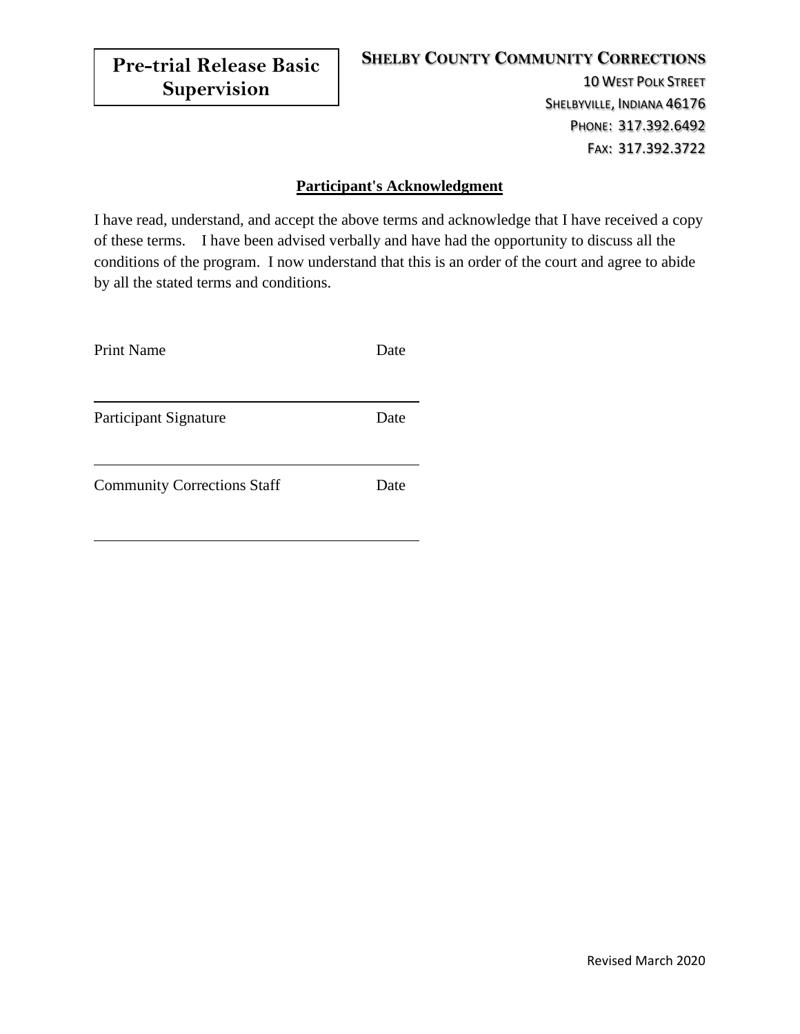**Pre-trial Release Basic Supervision**

**SHELBY COUNTY COMMUNITY CORRECTIONS**
10 WEST POLK STREET
SHELBYVILLE, INDIANA 46176
PHONE: 317.392.6492
FAX: 317.392.3722

## Participant's Acknowledgment

I have read, understand, and accept the above terms and acknowledge that I have received a copy of these terms. I have been advised verbally and have had the opportunity to discuss all the conditions of the program. I now understand that this is an order of the court and agree to abide by all the stated terms and conditions.

Print Name Date

_______________________________________

Participant Signature Date

_______________________________________

Community Corrections Staff Date

_______________________________________

Revised March 2020